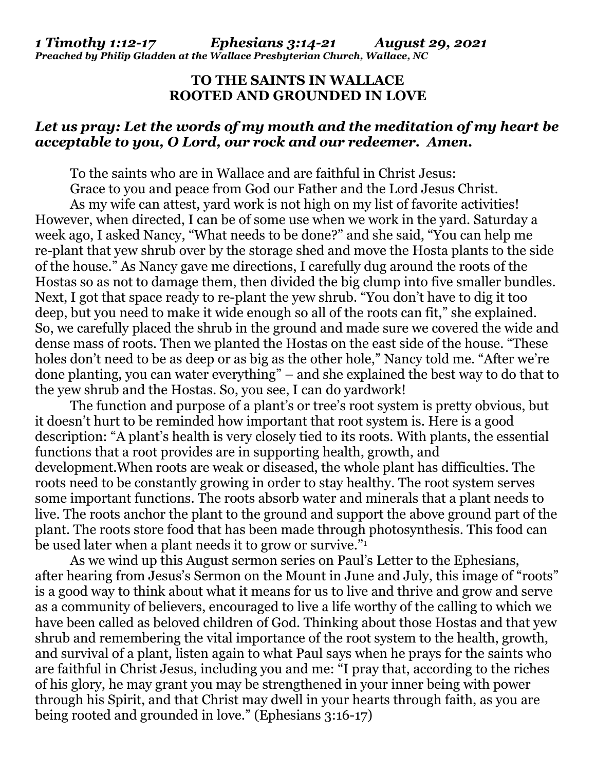***1 Timothy 1:12-17 Ephesians 3:14-21 August 29, 2021***
***Preached by Philip Gladden at the Wallace Presbyterian Church, Wallace, NC***

**TO THE SAINTS IN WALLACE**
**ROOTED AND GROUNDED IN LOVE**

***Let us pray: Let the words of my mouth and the meditation of my heart be acceptable to you, O Lord, our rock and our redeemer. Amen.***

To the saints who are in Wallace and are faithful in Christ Jesus:

Grace to you and peace from God our Father and the Lord Jesus Christ.

As my wife can attest, yard work is not high on my list of favorite activities! However, when directed, I can be of some use when we work in the yard. Saturday a week ago, I asked Nancy, "What needs to be done?" and she said, "You can help me re-plant that yew shrub over by the storage shed and move the Hosta plants to the side of the house." As Nancy gave me directions, I carefully dug around the roots of the Hostas so as not to damage them, then divided the big clump into five smaller bundles. Next, I got that space ready to re-plant the yew shrub. "You don't have to dig it too deep, but you need to make it wide enough so all of the roots can fit," she explained. So, we carefully placed the shrub in the ground and made sure we covered the wide and dense mass of roots. Then we planted the Hostas on the east side of the house. "These holes don't need to be as deep or as big as the other hole," Nancy told me. "After we're done planting, you can water everything" – and she explained the best way to do that to the yew shrub and the Hostas. So, you see, I can do yardwork!

The function and purpose of a plant's or tree's root system is pretty obvious, but it doesn't hurt to be reminded how important that root system is. Here is a good description: "A plant's health is very closely tied to its roots. With plants, the essential functions that a root provides are in supporting health, growth, and development.When roots are weak or diseased, the whole plant has difficulties. The roots need to be constantly growing in order to stay healthy. The root system serves some important functions. The roots absorb water and minerals that a plant needs to live. The roots anchor the plant to the ground and support the above ground part of the plant. The roots store food that has been made through photosynthesis. This food can be used later when a plant needs it to grow or survive."[1]

As we wind up this August sermon series on Paul's Letter to the Ephesians, after hearing from Jesus's Sermon on the Mount in June and July, this image of "roots" is a good way to think about what it means for us to live and thrive and grow and serve as a community of believers, encouraged to live a life worthy of the calling to which we have been called as beloved children of God. Thinking about those Hostas and that yew shrub and remembering the vital importance of the root system to the health, growth, and survival of a plant, listen again to what Paul says when he prays for the saints who are faithful in Christ Jesus, including you and me: "I pray that, according to the riches of his glory, he may grant you may be strengthened in your inner being with power through his Spirit, and that Christ may dwell in your hearts through faith, as you are being rooted and grounded in love." (Ephesians 3:16-17)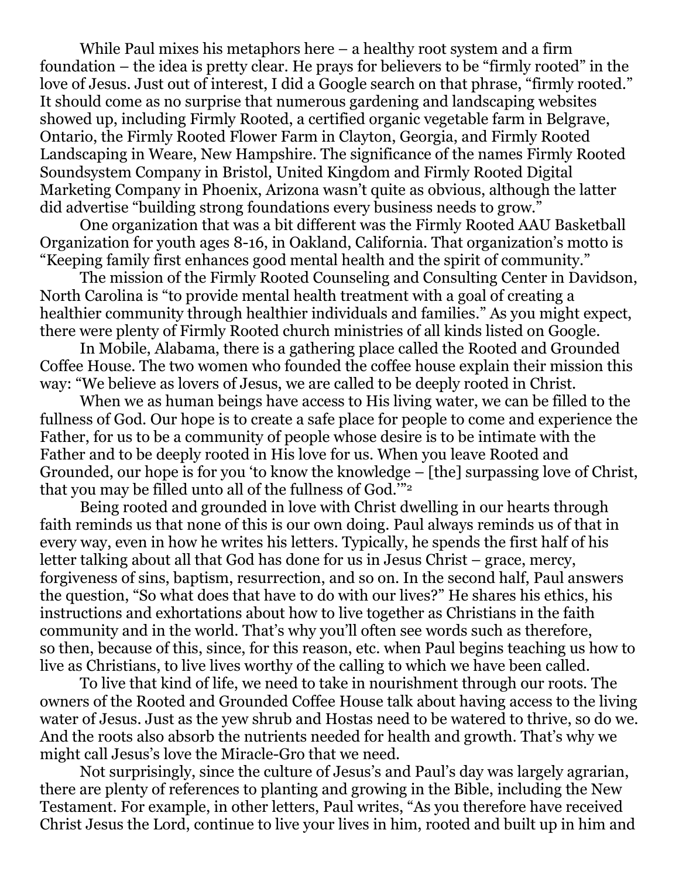While Paul mixes his metaphors here – a healthy root system and a firm foundation – the idea is pretty clear. He prays for believers to be "firmly rooted" in the love of Jesus. Just out of interest, I did a Google search on that phrase, "firmly rooted." It should come as no surprise that numerous gardening and landscaping websites showed up, including Firmly Rooted, a certified organic vegetable farm in Belgrave, Ontario, the Firmly Rooted Flower Farm in Clayton, Georgia, and Firmly Rooted Landscaping in Weare, New Hampshire. The significance of the names Firmly Rooted Soundsystem Company in Bristol, United Kingdom and Firmly Rooted Digital Marketing Company in Phoenix, Arizona wasn't quite as obvious, although the latter did advertise "building strong foundations every business needs to grow."

One organization that was a bit different was the Firmly Rooted AAU Basketball Organization for youth ages 8-16, in Oakland, California. That organization's motto is "Keeping family first enhances good mental health and the spirit of community."

The mission of the Firmly Rooted Counseling and Consulting Center in Davidson, North Carolina is "to provide mental health treatment with a goal of creating a healthier community through healthier individuals and families." As you might expect, there were plenty of Firmly Rooted church ministries of all kinds listed on Google.

In Mobile, Alabama, there is a gathering place called the Rooted and Grounded Coffee House. The two women who founded the coffee house explain their mission this way: "We believe as lovers of Jesus, we are called to be deeply rooted in Christ.

When we as human beings have access to His living water, we can be filled to the fullness of God. Our hope is to create a safe place for people to come and experience the Father, for us to be a community of people whose desire is to be intimate with the Father and to be deeply rooted in His love for us. When you leave Rooted and Grounded, our hope is for you 'to know the knowledge – [the] surpassing love of Christ, that you may be filled unto all of the fullness of God.'"[2]

Being rooted and grounded in love with Christ dwelling in our hearts through faith reminds us that none of this is our own doing. Paul always reminds us of that in every way, even in how he writes his letters. Typically, he spends the first half of his letter talking about all that God has done for us in Jesus Christ – grace, mercy, forgiveness of sins, baptism, resurrection, and so on. In the second half, Paul answers the question, "So what does that have to do with our lives?" He shares his ethics, his instructions and exhortations about how to live together as Christians in the faith community and in the world. That's why you'll often see words such as therefore, so then, because of this, since, for this reason, etc. when Paul begins teaching us how to live as Christians, to live lives worthy of the calling to which we have been called.

To live that kind of life, we need to take in nourishment through our roots. The owners of the Rooted and Grounded Coffee House talk about having access to the living water of Jesus. Just as the yew shrub and Hostas need to be watered to thrive, so do we. And the roots also absorb the nutrients needed for health and growth. That's why we might call Jesus's love the Miracle-Gro that we need.

Not surprisingly, since the culture of Jesus's and Paul's day was largely agrarian, there are plenty of references to planting and growing in the Bible, including the New Testament. For example, in other letters, Paul writes, "As you therefore have received Christ Jesus the Lord, continue to live your lives in him, rooted and built up in him and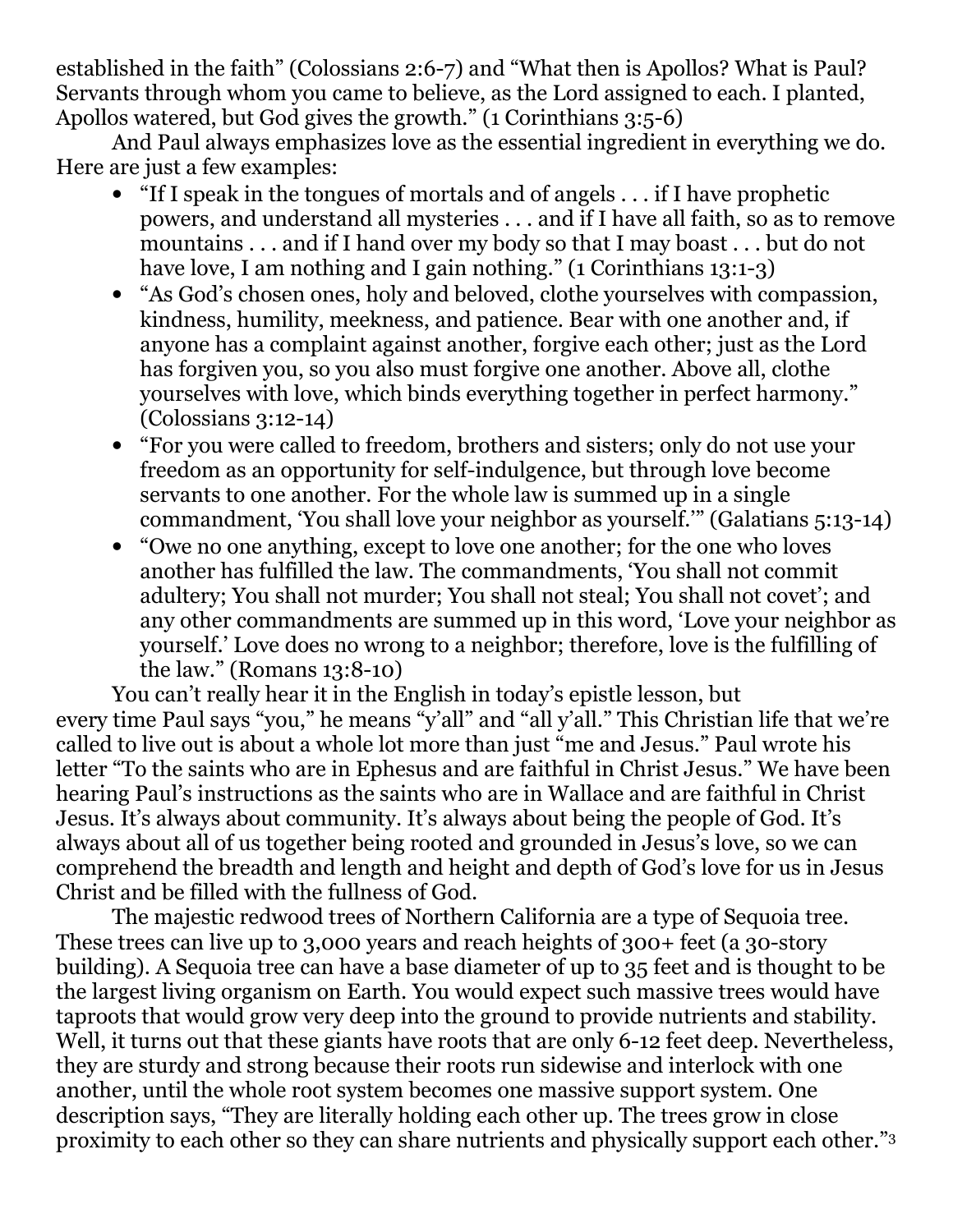established in the faith" (Colossians 2:6-7) and "What then is Apollos? What is Paul? Servants through whom you came to believe, as the Lord assigned to each. I planted, Apollos watered, but God gives the growth." (1 Corinthians 3:5-6)

And Paul always emphasizes love as the essential ingredient in everything we do. Here are just a few examples:

- "If I speak in the tongues of mortals and of angels . . . if I have prophetic powers, and understand all mysteries . . . and if I have all faith, so as to remove mountains . . . and if I hand over my body so that I may boast . . . but do not have love, I am nothing and I gain nothing." (1 Corinthians 13:1-3)
- "As God's chosen ones, holy and beloved, clothe yourselves with compassion, kindness, humility, meekness, and patience. Bear with one another and, if anyone has a complaint against another, forgive each other; just as the Lord has forgiven you, so you also must forgive one another. Above all, clothe yourselves with love, which binds everything together in perfect harmony." (Colossians 3:12-14)
- "For you were called to freedom, brothers and sisters; only do not use your freedom as an opportunity for self-indulgence, but through love become servants to one another. For the whole law is summed up in a single commandment, 'You shall love your neighbor as yourself.'" (Galatians 5:13-14)
- "Owe no one anything, except to love one another; for the one who loves another has fulfilled the law. The commandments, 'You shall not commit adultery; You shall not murder; You shall not steal; You shall not covet'; and any other commandments are summed up in this word, 'Love your neighbor as yourself.' Love does no wrong to a neighbor; therefore, love is the fulfilling of the law." (Romans 13:8-10)

You can't really hear it in the English in today's epistle lesson, but every time Paul says "you," he means "y'all" and "all y'all." This Christian life that we're called to live out is about a whole lot more than just "me and Jesus." Paul wrote his letter "To the saints who are in Ephesus and are faithful in Christ Jesus." We have been hearing Paul's instructions as the saints who are in Wallace and are faithful in Christ Jesus. It's always about community. It's always about being the people of God. It's always about all of us together being rooted and grounded in Jesus's love, so we can comprehend the breadth and length and height and depth of God's love for us in Jesus Christ and be filled with the fullness of God.

The majestic redwood trees of Northern California are a type of Sequoia tree. These trees can live up to 3,000 years and reach heights of 300+ feet (a 30-story building). A Sequoia tree can have a base diameter of up to 35 feet and is thought to be the largest living organism on Earth. You would expect such massive trees would have taproots that would grow very deep into the ground to provide nutrients and stability. Well, it turns out that these giants have roots that are only 6-12 feet deep. Nevertheless, they are sturdy and strong because their roots run sidewise and interlock with one another, until the whole root system becomes one massive support system. One description says, "They are literally holding each other up. The trees grow in close proximity to each other so they can share nutrients and physically support each other."[3]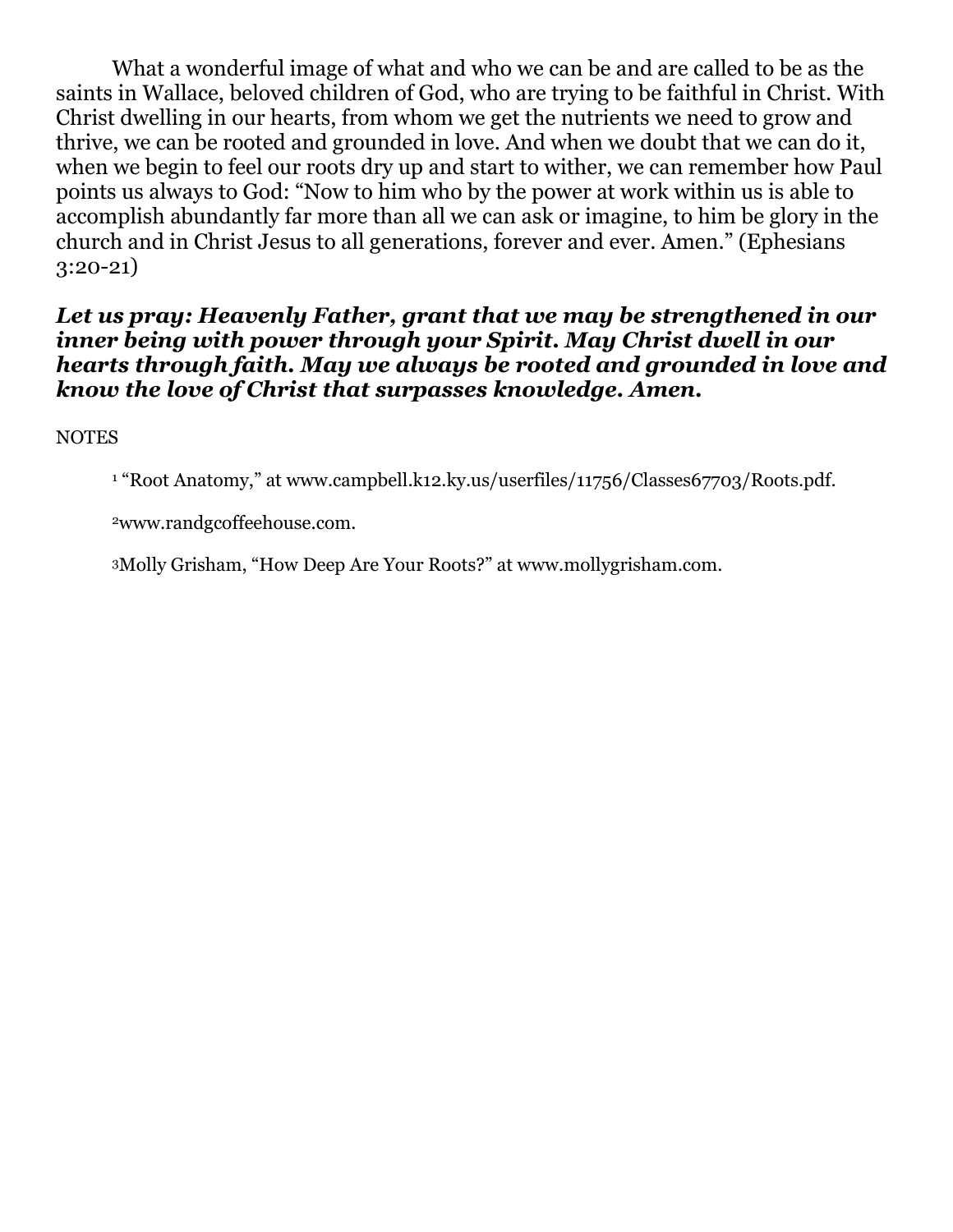What a wonderful image of what and who we can be and are called to be as the saints in Wallace, beloved children of God, who are trying to be faithful in Christ. With Christ dwelling in our hearts, from whom we get the nutrients we need to grow and thrive, we can be rooted and grounded in love. And when we doubt that we can do it, when we begin to feel our roots dry up and start to wither, we can remember how Paul points us always to God: "Now to him who by the power at work within us is able to accomplish abundantly far more than all we can ask or imagine, to him be glory in the church and in Christ Jesus to all generations, forever and ever. Amen." (Ephesians 3:20-21)

***Let us pray: Heavenly Father, grant that we may be strengthened in our inner being with power through your Spirit. May Christ dwell in our hearts through faith. May we always be rooted and grounded in love and know the love of Christ that surpasses knowledge. Amen.***

NOTES

[1] "Root Anatomy," at www.campbell.k12.ky.us/userfiles/11756/Classes67703/Roots.pdf.

[2] www.randgcoffeehouse.com.

[3] Molly Grisham, "How Deep Are Your Roots?" at www.mollygrisham.com.